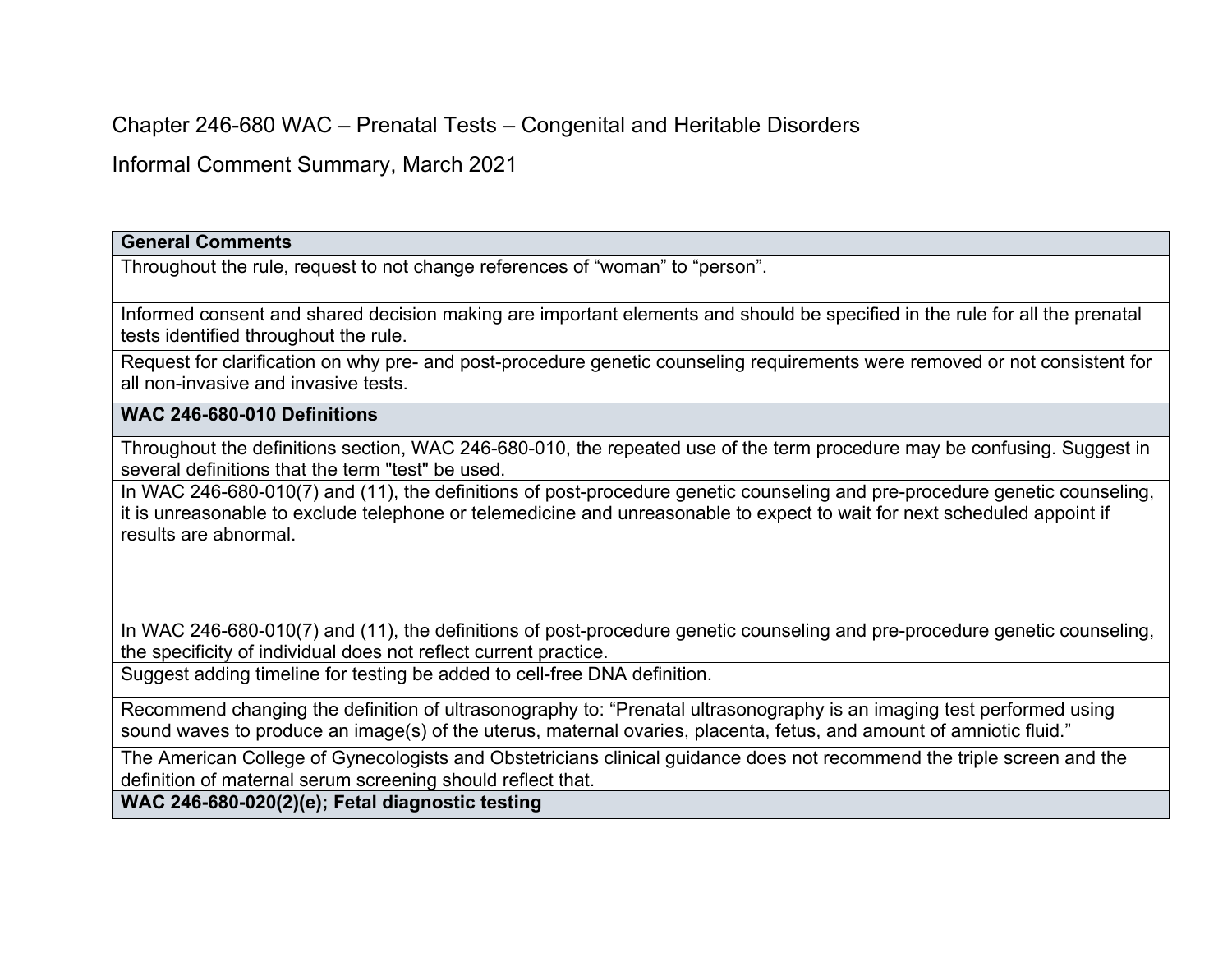Chapter 246-680 WAC – Prenatal Tests – Congenital and Heritable Disorders

Informal Comment Summary, March 2021

| **General Comments** |
|---|
| Throughout the rule, request to not change references of “woman” to “person”. |
| Informed consent and shared decision making are important elements and should be specified in the rule for all the prenatal tests identified throughout the rule. |
| Request for clarification on why pre- and post-procedure genetic counseling requirements were removed or not consistent for all non-invasive and invasive tests. |
| **WAC 246-680-010 Definitions** |
| Throughout the definitions section, WAC 246-680-010, the repeated use of the term procedure may be confusing. Suggest in several definitions that the term "test" be used. |
| In WAC 246-680-010(7) and (11), the definitions of post-procedure genetic counseling and pre-procedure genetic counseling, it is unreasonable to exclude telephone or telemedicine and unreasonable to expect to wait for next scheduled appoint if results are abnormal. |
| In WAC 246-680-010(7) and (11), the definitions of post-procedure genetic counseling and pre-procedure genetic counseling, the specificity of individual does not reflect current practice. |
| Suggest adding timeline for testing be added to cell-free DNA definition. |
| Recommend changing the definition of ultrasonography to: “Prenatal ultrasonography is an imaging test performed using sound waves to produce an image(s) of the uterus, maternal ovaries, placenta, fetus, and amount of amniotic fluid.” |
| The American College of Gynecologists and Obstetricians clinical guidance does not recommend the triple screen and the definition of maternal serum screening should reflect that. |
| **WAC 246-680-020(2)(e); Fetal diagnostic testing** |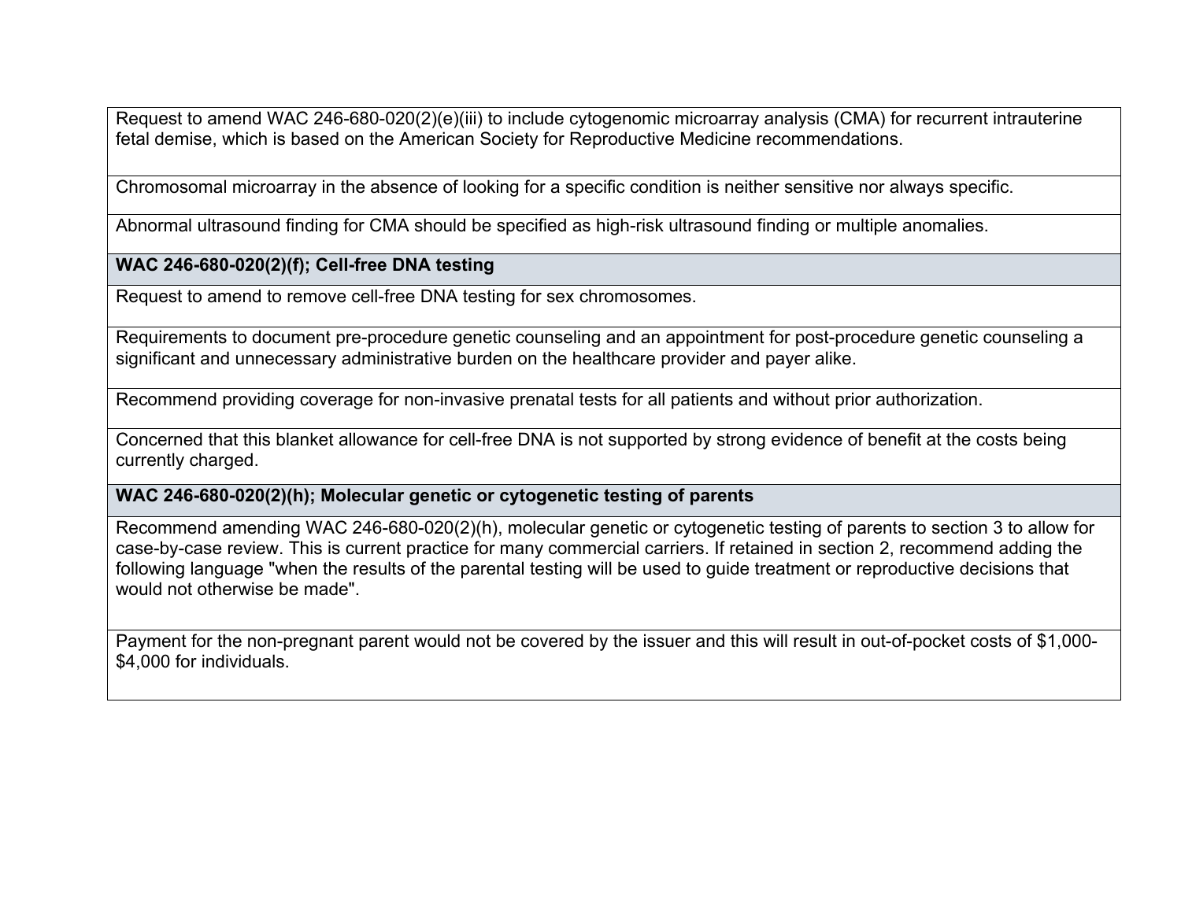| |
|---|
| Request to amend WAC 246-680-020(2)(e)(iii) to include cytogenomic microarray analysis (CMA) for recurrent intrauterine fetal demise, which is based on the American Society for Reproductive Medicine recommendations. |
| Chromosomal microarray in the absence of looking for a specific condition is neither sensitive nor always specific. |
| Abnormal ultrasound finding for CMA should be specified as high-risk ultrasound finding or multiple anomalies. |
| **WAC 246-680-020(2)(f); Cell-free DNA testing** |
| Request to amend to remove cell-free DNA testing for sex chromosomes. |
| Requirements to document pre-procedure genetic counseling and an appointment for post-procedure genetic counseling a significant and unnecessary administrative burden on the healthcare provider and payer alike. |
| Recommend providing coverage for non-invasive prenatal tests for all patients and without prior authorization. |
| Concerned that this blanket allowance for cell-free DNA is not supported by strong evidence of benefit at the costs being currently charged. |
| **WAC 246-680-020(2)(h); Molecular genetic or cytogenetic testing of parents** |
| Recommend amending WAC 246-680-020(2)(h), molecular genetic or cytogenetic testing of parents to section 3 to allow for case-by-case review. This is current practice for many commercial carriers. If retained in section 2, recommend adding the following language "when the results of the parental testing will be used to guide treatment or reproductive decisions that would not otherwise be made". |
| Payment for the non-pregnant parent would not be covered by the issuer and this will result in out-of-pocket costs of $1,000-$4,000 for individuals. |